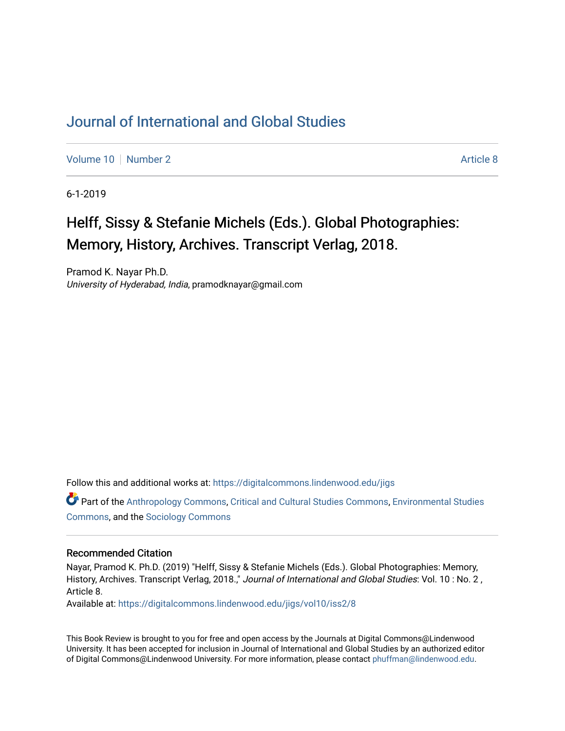# Journal of International and Global Studies

Volume 10 | Number 2 | Article 8

6-1-2019

## Helff, Sissy & Stefanie Michels (Eds.). Global Photographies: Memory, History, Archives. Transcript Verlag, 2018.

Pramod K. Nayar Ph.D.
*University of Hyderabad, India*, pramodknayar@gmail.com

Follow this and additional works at: https://digitalcommons.lindenwood.edu/jigs

Part of the Anthropology Commons, Critical and Cultural Studies Commons, Environmental Studies Commons, and the Sociology Commons

### Recommended Citation

Nayar, Pramod K. Ph.D. (2019) "Helff, Sissy & Stefanie Michels (Eds.). Global Photographies: Memory, History, Archives. Transcript Verlag, 2018.," *Journal of International and Global Studies*: Vol. 10 : No. 2 , Article 8.
Available at: https://digitalcommons.lindenwood.edu/jigs/vol10/iss2/8

This Book Review is brought to you for free and open access by the Journals at Digital Commons@Lindenwood University. It has been accepted for inclusion in Journal of International and Global Studies by an authorized editor of Digital Commons@Lindenwood University. For more information, please contact phuffman@lindenwood.edu.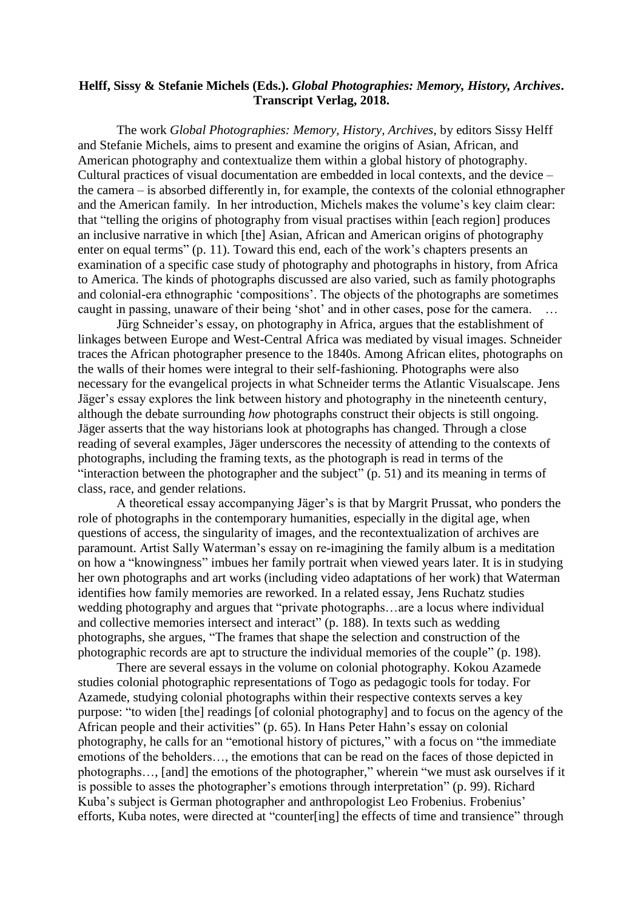**Helff, Sissy & Stefanie Michels (Eds.). *Global Photographies: Memory, History, Archives*. Transcript Verlag, 2018.**

The work *Global Photographies: Memory, History, Archives*, by editors Sissy Helff and Stefanie Michels, aims to present and examine the origins of Asian, African, and American photography and contextualize them within a global history of photography. Cultural practices of visual documentation are embedded in local contexts, and the device – the camera – is absorbed differently in, for example, the contexts of the colonial ethnographer and the American family. In her introduction, Michels makes the volume's key claim clear: that "telling the origins of photography from visual practises within [each region] produces an inclusive narrative in which [the] Asian, African and American origins of photography enter on equal terms" (p. 11). Toward this end, each of the work's chapters presents an examination of a specific case study of photography and photographs in history, from Africa to America. The kinds of photographs discussed are also varied, such as family photographs and colonial-era ethnographic 'compositions'. The objects of the photographs are sometimes caught in passing, unaware of their being 'shot' and in other cases, pose for the camera. …

Jürg Schneider's essay, on photography in Africa, argues that the establishment of linkages between Europe and West-Central Africa was mediated by visual images. Schneider traces the African photographer presence to the 1840s. Among African elites, photographs on the walls of their homes were integral to their self-fashioning. Photographs were also necessary for the evangelical projects in what Schneider terms the Atlantic Visualscape. Jens Jäger's essay explores the link between history and photography in the nineteenth century, although the debate surrounding *how* photographs construct their objects is still ongoing. Jäger asserts that the way historians look at photographs has changed. Through a close reading of several examples, Jäger underscores the necessity of attending to the contexts of photographs, including the framing texts, as the photograph is read in terms of the "interaction between the photographer and the subject" (p. 51) and its meaning in terms of class, race, and gender relations.

A theoretical essay accompanying Jäger's is that by Margrit Prussat, who ponders the role of photographs in the contemporary humanities, especially in the digital age, when questions of access, the singularity of images, and the recontextualization of archives are paramount. Artist Sally Waterman's essay on re-imagining the family album is a meditation on how a "knowingness" imbues her family portrait when viewed years later. It is in studying her own photographs and art works (including video adaptations of her work) that Waterman identifies how family memories are reworked. In a related essay, Jens Ruchatz studies wedding photography and argues that "private photographs…are a locus where individual and collective memories intersect and interact" (p. 188). In texts such as wedding photographs, she argues, "The frames that shape the selection and construction of the photographic records are apt to structure the individual memories of the couple" (p. 198).

There are several essays in the volume on colonial photography. Kokou Azamede studies colonial photographic representations of Togo as pedagogic tools for today. For Azamede, studying colonial photographs within their respective contexts serves a key purpose: "to widen [the] readings [of colonial photography] and to focus on the agency of the African people and their activities" (p. 65). In Hans Peter Hahn's essay on colonial photography, he calls for an "emotional history of pictures," with a focus on "the immediate emotions of the beholders…, the emotions that can be read on the faces of those depicted in photographs…, [and] the emotions of the photographer," wherein "we must ask ourselves if it is possible to asses the photographer's emotions through interpretation" (p. 99). Richard Kuba's subject is German photographer and anthropologist Leo Frobenius. Frobenius' efforts, Kuba notes, were directed at "counter[ing] the effects of time and transience" through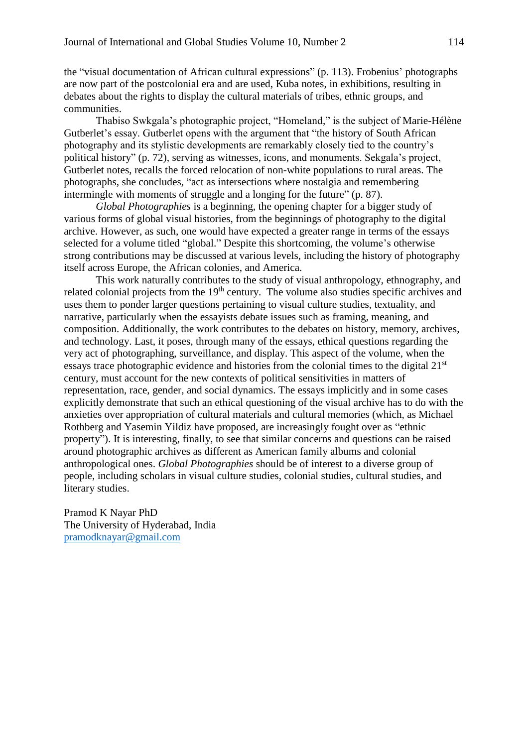the "visual documentation of African cultural expressions" (p. 113). Frobenius' photographs are now part of the postcolonial era and are used, Kuba notes, in exhibitions, resulting in debates about the rights to display the cultural materials of tribes, ethnic groups, and communities.

Thabiso Swkgala's photographic project, "Homeland," is the subject of Marie-Hélène Gutberlet's essay. Gutberlet opens with the argument that "the history of South African photography and its stylistic developments are remarkably closely tied to the country's political history" (p. 72), serving as witnesses, icons, and monuments. Sekgala's project, Gutberlet notes, recalls the forced relocation of non-white populations to rural areas. The photographs, she concludes, "act as intersections where nostalgia and remembering intermingle with moments of struggle and a longing for the future" (p. 87).

*Global Photographies* is a beginning, the opening chapter for a bigger study of various forms of global visual histories, from the beginnings of photography to the digital archive. However, as such, one would have expected a greater range in terms of the essays selected for a volume titled "global." Despite this shortcoming, the volume's otherwise strong contributions may be discussed at various levels, including the history of photography itself across Europe, the African colonies, and America.

This work naturally contributes to the study of visual anthropology, ethnography, and related colonial projects from the 19th century. The volume also studies specific archives and uses them to ponder larger questions pertaining to visual culture studies, textuality, and narrative, particularly when the essayists debate issues such as framing, meaning, and composition. Additionally, the work contributes to the debates on history, memory, archives, and technology. Last, it poses, through many of the essays, ethical questions regarding the very act of photographing, surveillance, and display. This aspect of the volume, when the essays trace photographic evidence and histories from the colonial times to the digital 21st century, must account for the new contexts of political sensitivities in matters of representation, race, gender, and social dynamics. The essays implicitly and in some cases explicitly demonstrate that such an ethical questioning of the visual archive has to do with the anxieties over appropriation of cultural materials and cultural memories (which, as Michael Rothberg and Yasemin Yildiz have proposed, are increasingly fought over as "ethnic property"). It is interesting, finally, to see that similar concerns and questions can be raised around photographic archives as different as American family albums and colonial anthropological ones. *Global Photographies* should be of interest to a diverse group of people, including scholars in visual culture studies, colonial studies, cultural studies, and literary studies.

Pramod K Nayar PhD
The University of Hyderabad, India
pramodknayar@gmail.com